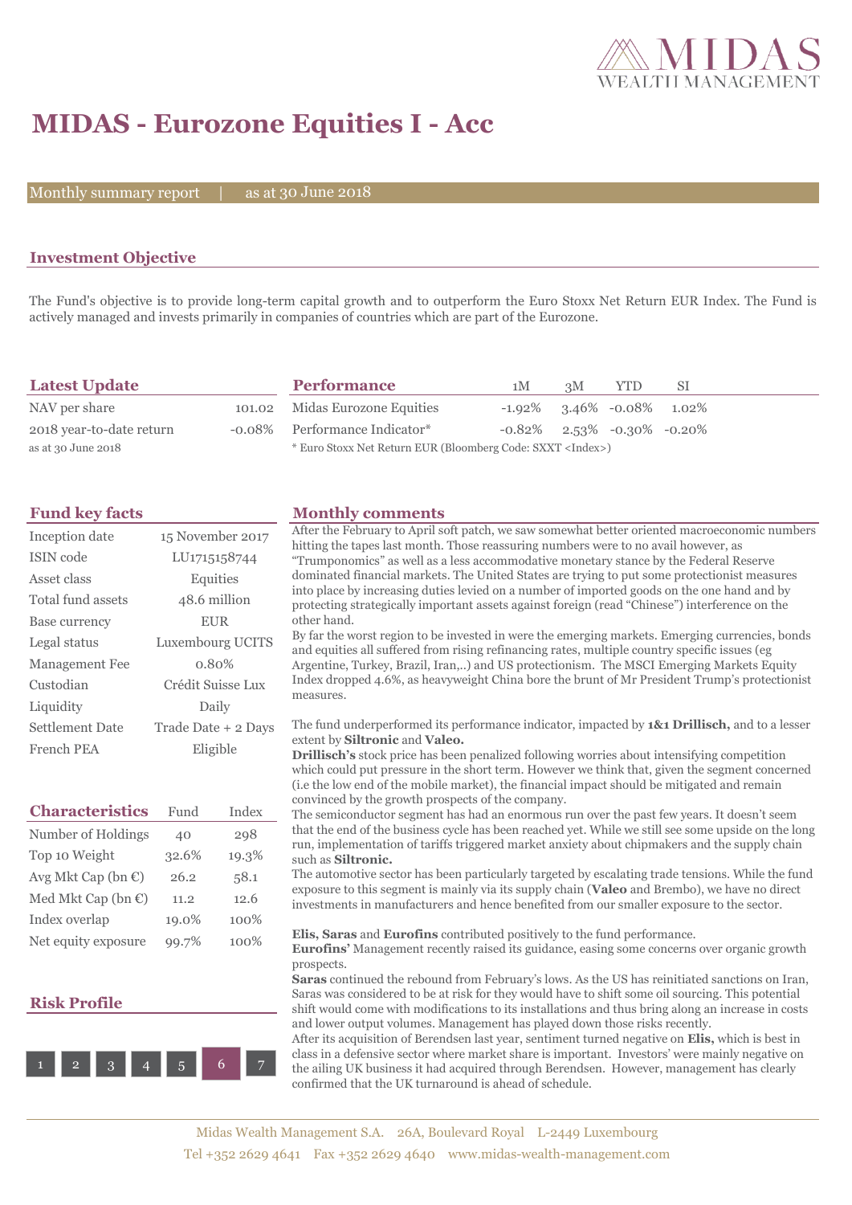# MIDAS - Eurozone Equities I - Acc

Monthly summary report | as at 30 June 2018

## Investment Objective

The Fund's objective is to provide long-term capital growth and to outperform the Euro Stoxx Net Return EUR Index. The Fund is actively managed and invests primarily in companies of countries which are part of the Eurozone.

## Latest Update

| | |
|---|---|
| NAV per share | 101.02 |
| 2018 year-to-date return | -0.08% |

as at 30 June 2018

## Performance

| | 1M | 3M | YTD | SI |
|---|---|---|---|---|
| Midas Eurozone Equities | -1.92% | 3.46% | -0.08% | 1.02% |
| Performance Indicator* | -0.82% | 2.53% | -0.30% | -0.20% |

* Euro Stoxx Net Return EUR (Bloomberg Code: SXXT <Index>)

## Fund key facts

| | |
|---|---|
| Inception date | 15 November 2017 |
| ISIN code | LU1715158744 |
| Asset class | Equities |
| Total fund assets | 48.6 million |
| Base currency | EUR |
| Legal status | Luxembourg UCITS |
| Management Fee | 0.80% |
| Custodian | Crédit Suisse Lux |
| Liquidity | Daily |
| Settlement Date | Trade Date + 2 Days |
| French PEA | Eligible |

## Characteristics

| | Fund | Index |
|---|---|---|
| Number of Holdings | 40 | 298 |
| Top 10 Weight | 32.6% | 19.3% |
| Avg Mkt Cap (bn €) | 26.2 | 58.1 |
| Med Mkt Cap (bn €) | 11.2 | 12.6 |
| Index overlap | 19.0% | 100% |
| Net equity exposure | 99.7% | 100% |

## Risk Profile

1 2 3 4 5 **6** 7

## Monthly comments

After the February to April soft patch, we saw somewhat better oriented macroeconomic numbers hitting the tapes last month. Those reassuring numbers were to no avail however, as "Trumponomics" as well as a less accommodative monetary stance by the Federal Reserve dominated financial markets. The United States are trying to put some protectionist measures into place by increasing duties levied on a number of imported goods on the one hand and by protecting strategically important assets against foreign (read "Chinese") interference on the other hand.

By far the worst region to be invested in were the emerging markets. Emerging currencies, bonds and equities all suffered from rising refinancing rates, multiple country specific issues (eg Argentine, Turkey, Brazil, Iran,..) and US protectionism. The MSCI Emerging Markets Equity Index dropped 4.6%, as heavyweight China bore the brunt of Mr President Trump's protectionist measures.

The fund underperformed its performance indicator, impacted by **1&1 Drillisch,** and to a lesser extent by **Siltronic** and **Valeo.**

**Drillisch's** stock price has been penalized following worries about intensifying competition which could put pressure in the short term. However we think that, given the segment concerned (i.e the low end of the mobile market), the financial impact should be mitigated and remain convinced by the growth prospects of the company.

The semiconductor segment has had an enormous run over the past few years. It doesn't seem that the end of the business cycle has been reached yet. While we still see some upside on the long run, implementation of tariffs triggered market anxiety about chipmakers and the supply chain such as **Siltronic.**

The automotive sector has been particularly targeted by escalating trade tensions. While the fund exposure to this segment is mainly via its supply chain (**Valeo** and Brembo), we have no direct investments in manufacturers and hence benefited from our smaller exposure to the sector.

**Elis, Saras** and **Eurofins** contributed positively to the fund performance.

**Eurofins'** Management recently raised its guidance, easing some concerns over organic growth prospects.

**Saras** continued the rebound from February's lows. As the US has reinitiated sanctions on Iran, Saras was considered to be at risk for they would have to shift some oil sourcing. This potential shift would come with modifications to its installations and thus bring along an increase in costs and lower output volumes. Management has played down those risks recently.

After its acquisition of Berendsen last year, sentiment turned negative on **Elis,** which is best in class in a defensive sector where market share is important. Investors' were mainly negative on the ailing UK business it had acquired through Berendsen. However, management has clearly confirmed that the UK turnaround is ahead of schedule.

Midas Wealth Management S.A. 26A, Boulevard Royal L-2449 Luxembourg
Tel +352 2629 4641 Fax +352 2629 4640 www.midas-wealth-management.com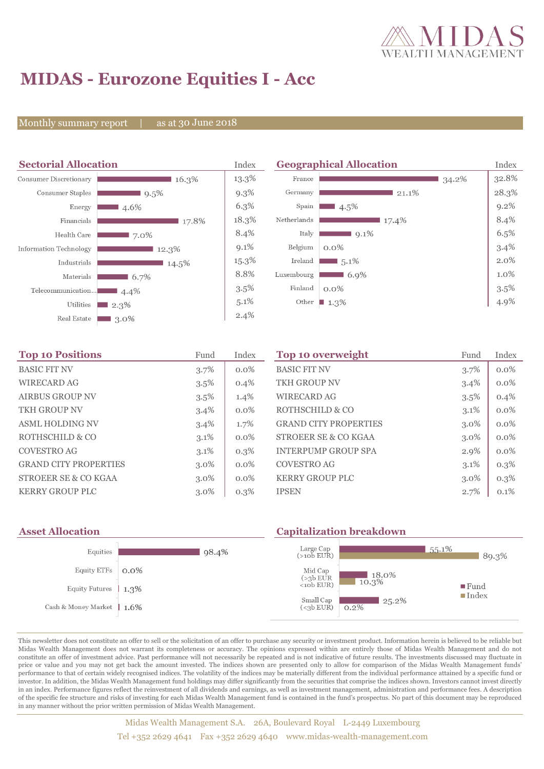MIDAS
WEALTH MANAGEMENT

# MIDAS - Eurozone Equities I - Acc

Monthly summary report | as at 30 June 2018

## Sectorial Allocation

Index

Consumer Discretionary 16.3% 13.3%
Consumer Staples 9.5% 9.3%
Energy 4.6% 6.3%
Financials 17.8% 18.3%
Health Care 7.0% 8.4%
Information Technology 12.3% 9.1%
Industrials 14.5% 15.3%
Materials 6.7% 8.8%
Telecommunication... 4.4% 3.5%
Utilities 2.3% 5.1%
Real Estate 3.0% 2.4%

## Geographical Allocation

Index

France 34.2% 32.8%
Germany 21.1% 28.3%
Spain 4.5% 9.2%
Netherlands 17.4% 8.4%
Italy 9.1% 6.5%
Belgium 0.0% 3.4%
Ireland 5.1% 2.0%
Luxembourg 6.9% 1.0%
Finland 0.0% 3.5%
Other 1.3% 4.9%

## Top 10 Positions

| Top 10 Positions | Fund | Index |
|---|---|---|
| BASIC FIT NV | 3.7% | 0.0% |
| WIRECARD AG | 3.5% | 0.4% |
| AIRBUS GROUP NV | 3.5% | 1.4% |
| TKH GROUP NV | 3.4% | 0.0% |
| ASML HOLDING NV | 3.4% | 1.7% |
| ROTHSCHILD & CO | 3.1% | 0.0% |
| COVESTRO AG | 3.1% | 0.3% |
| GRAND CITY PROPERTIES | 3.0% | 0.0% |
| STROEER SE & CO KGAA | 3.0% | 0.0% |
| KERRY GROUP PLC | 3.0% | 0.3% |

## Top 10 overweight

| Top 10 overweight | Fund | Index |
|---|---|---|
| BASIC FIT NV | 3.7% | 0.0% |
| TKH GROUP NV | 3.4% | 0.0% |
| WIRECARD AG | 3.5% | 0.4% |
| ROTHSCHILD & CO | 3.1% | 0.0% |
| GRAND CITY PROPERTIES | 3.0% | 0.0% |
| STROEER SE & CO KGAA | 3.0% | 0.0% |
| INTERPUMP GROUP SPA | 2.9% | 0.0% |
| COVESTRO AG | 3.1% | 0.3% |
| KERRY GROUP PLC | 3.0% | 0.3% |
| IPSEN | 2.7% | 0.1% |

## Asset Allocation

Equities 98.4%
Equity ETFs 0.0%
Equity Futures 1.3%
Cash & Money Market 1.6%

## Capitalization breakdown

Large Cap (>10b EUR) 55.1% 89.3%
Mid Cap (>3b EUR <10b EUR) 18.0% 10.3%
Small Cap (<3b EUR) 25.2% 0.2%
Fund
Index

This newsletter does not constitute an offer to sell or the solicitation of an offer to purchase any security or investment product. Information herein is believed to be reliable but Midas Wealth Management does not warrant its completeness or accuracy. The opinions expressed within are entirely those of Midas Wealth Management and do not constitute an offer of investment advice. Past performance will not necessarily be repeated and is not indicative of future results. The investments discussed may fluctuate in price or value and you may not get back the amount invested. The indices shown are presented only to allow for comparison of the Midas Wealth Management funds' performance to that of certain widely recognised indices. The volatility of the indices may be materially different from the individual performance attained by a specific fund or investor. In addition, the Midas Wealth Management fund holdings may differ significantly from the securities that comprise the indices shown. Investors cannot invest directly in an index. Performance figures reflect the reinvestment of all dividends and earnings, as well as investment management, administration and performance fees. A description of the specific fee structure and risks of investing for each Midas Wealth Management fund is contained in the fund's prospectus. No part of this document may be reproduced in any manner without the prior written permission of Midas Wealth Management.

Midas Wealth Management S.A. 26A, Boulevard Royal L-2449 Luxembourg
Tel +352 2629 4641 Fax +352 2629 4640 www.midas-wealth-management.com